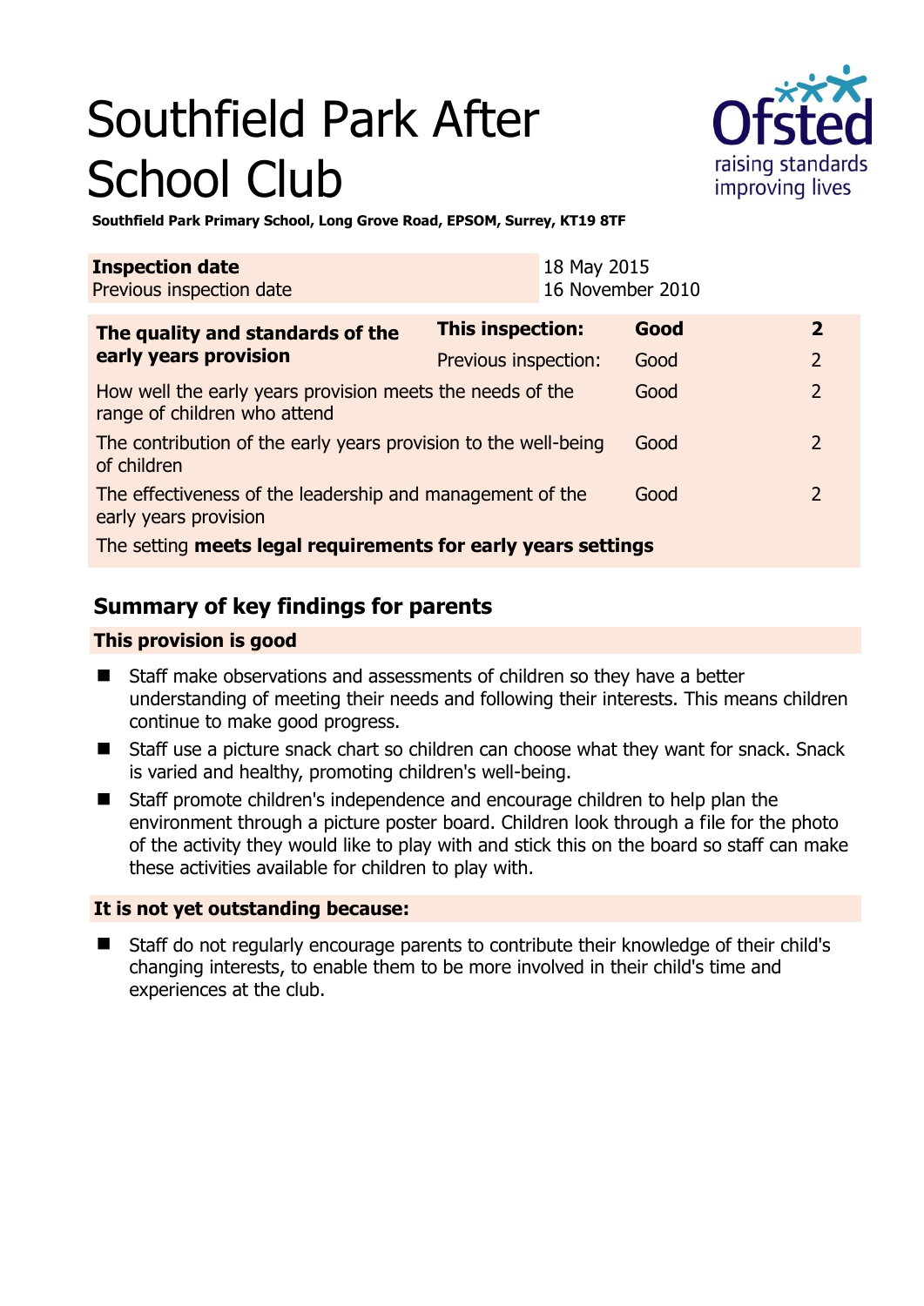# Southfield Park After School Club

**Southfield Park Primary School, Long Grove Road, EPSOM, Surrey, KT19 8TF**

| **Inspection date** | 18 May 2015 |
|---|---|
| Previous inspection date | 16 November 2010 |

| **The quality and standards of the early years provision** | **This inspection:** | **Good** | **2** |
|---|---|---|---|
| | Previous inspection: | Good | 2 |
| How well the early years provision meets the needs of the range of children who attend | | Good | 2 |
| The contribution of the early years provision to the well-being of children | | Good | 2 |
| The effectiveness of the leadership and management of the early years provision | | Good | 2 |
| The setting **meets legal requirements for early years settings** | | | |

## Summary of key findings for parents

### This provision is good

- Staff make observations and assessments of children so they have a better understanding of meeting their needs and following their interests. This means children continue to make good progress.
- Staff use a picture snack chart so children can choose what they want for snack. Snack is varied and healthy, promoting children's well-being.
- Staff promote children's independence and encourage children to help plan the environment through a picture poster board. Children look through a file for the photo of the activity they would like to play with and stick this on the board so staff can make these activities available for children to play with.

### It is not yet outstanding because:

- Staff do not regularly encourage parents to contribute their knowledge of their child's changing interests, to enable them to be more involved in their child's time and experiences at the club.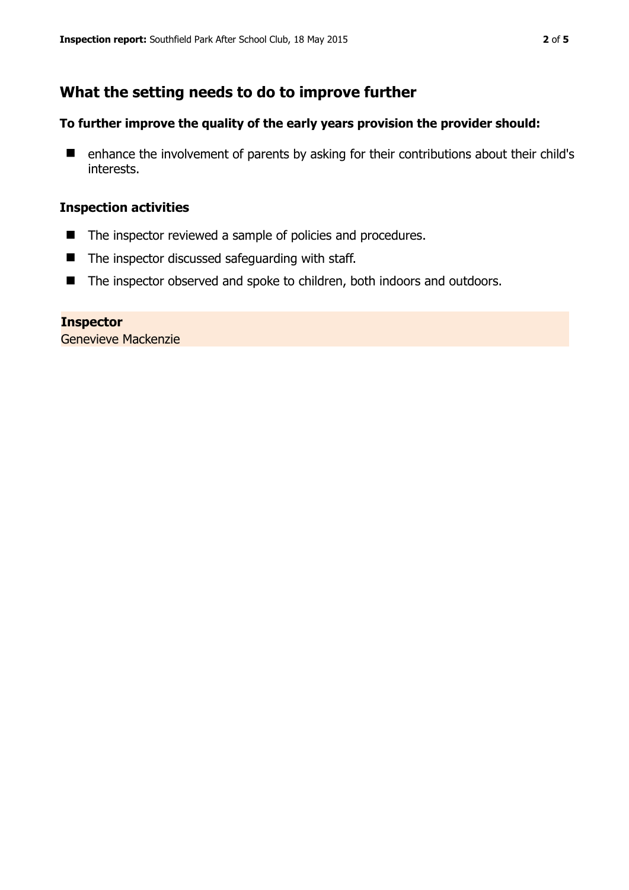## What the setting needs to do to improve further

**To further improve the quality of the early years provision the provider should:**

- enhance the involvement of parents by asking for their contributions about their child's interests.

### Inspection activities

- The inspector reviewed a sample of policies and procedures.
- The inspector discussed safeguarding with staff.
- The inspector observed and spoke to children, both indoors and outdoors.

**Inspector**
Genevieve Mackenzie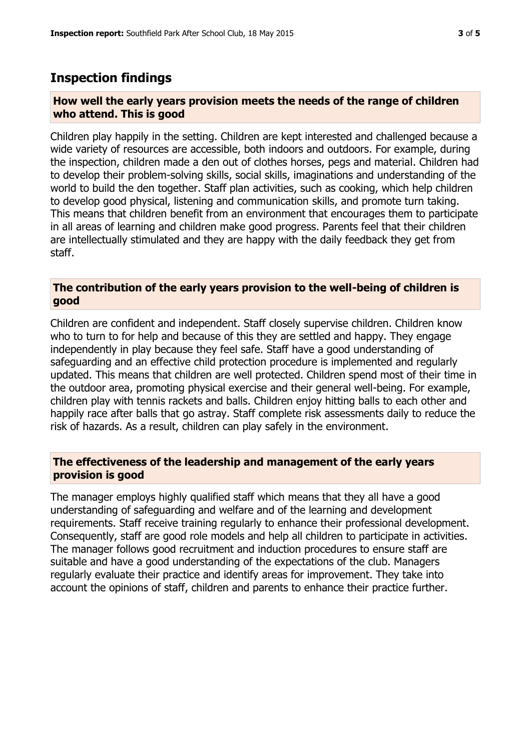## Inspection findings

### How well the early years provision meets the needs of the range of children who attend. This is good

Children play happily in the setting. Children are kept interested and challenged because a wide variety of resources are accessible, both indoors and outdoors. For example, during the inspection, children made a den out of clothes horses, pegs and material. Children had to develop their problem-solving skills, social skills, imaginations and understanding of the world to build the den together. Staff plan activities, such as cooking, which help children to develop good physical, listening and communication skills, and promote turn taking. This means that children benefit from an environment that encourages them to participate in all areas of learning and children make good progress. Parents feel that their children are intellectually stimulated and they are happy with the daily feedback they get from staff.

### The contribution of the early years provision to the well-being of children is good

Children are confident and independent. Staff closely supervise children. Children know who to turn to for help and because of this they are settled and happy. They engage independently in play because they feel safe. Staff have a good understanding of safeguarding and an effective child protection procedure is implemented and regularly updated. This means that children are well protected. Children spend most of their time in the outdoor area, promoting physical exercise and their general well-being. For example, children play with tennis rackets and balls. Children enjoy hitting balls to each other and happily race after balls that go astray. Staff complete risk assessments daily to reduce the risk of hazards. As a result, children can play safely in the environment.

### The effectiveness of the leadership and management of the early years provision is good

The manager employs highly qualified staff which means that they all have a good understanding of safeguarding and welfare and of the learning and development requirements. Staff receive training regularly to enhance their professional development. Consequently, staff are good role models and help all children to participate in activities. The manager follows good recruitment and induction procedures to ensure staff are suitable and have a good understanding of the expectations of the club. Managers regularly evaluate their practice and identify areas for improvement. They take into account the opinions of staff, children and parents to enhance their practice further.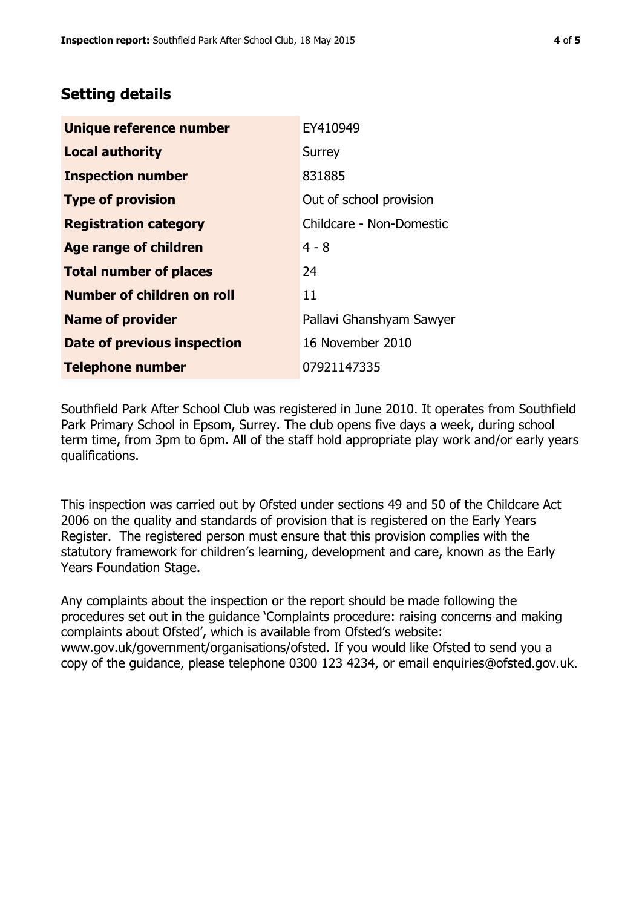## Setting details

| | |
|---|---|
| **Unique reference number** | EY410949 |
| **Local authority** | Surrey |
| **Inspection number** | 831885 |
| **Type of provision** | Out of school provision |
| **Registration category** | Childcare - Non-Domestic |
| **Age range of children** | 4 - 8 |
| **Total number of places** | 24 |
| **Number of children on roll** | 11 |
| **Name of provider** | Pallavi Ghanshyam Sawyer |
| **Date of previous inspection** | 16 November 2010 |
| **Telephone number** | 07921147335 |

Southfield Park After School Club was registered in June 2010. It operates from Southfield Park Primary School in Epsom, Surrey. The club opens five days a week, during school term time, from 3pm to 6pm. All of the staff hold appropriate play work and/or early years qualifications.

This inspection was carried out by Ofsted under sections 49 and 50 of the Childcare Act 2006 on the quality and standards of provision that is registered on the Early Years Register. The registered person must ensure that this provision complies with the statutory framework for children's learning, development and care, known as the Early Years Foundation Stage.

Any complaints about the inspection or the report should be made following the procedures set out in the guidance 'Complaints procedure: raising concerns and making complaints about Ofsted', which is available from Ofsted's website: www.gov.uk/government/organisations/ofsted. If you would like Ofsted to send you a copy of the guidance, please telephone 0300 123 4234, or email enquiries@ofsted.gov.uk.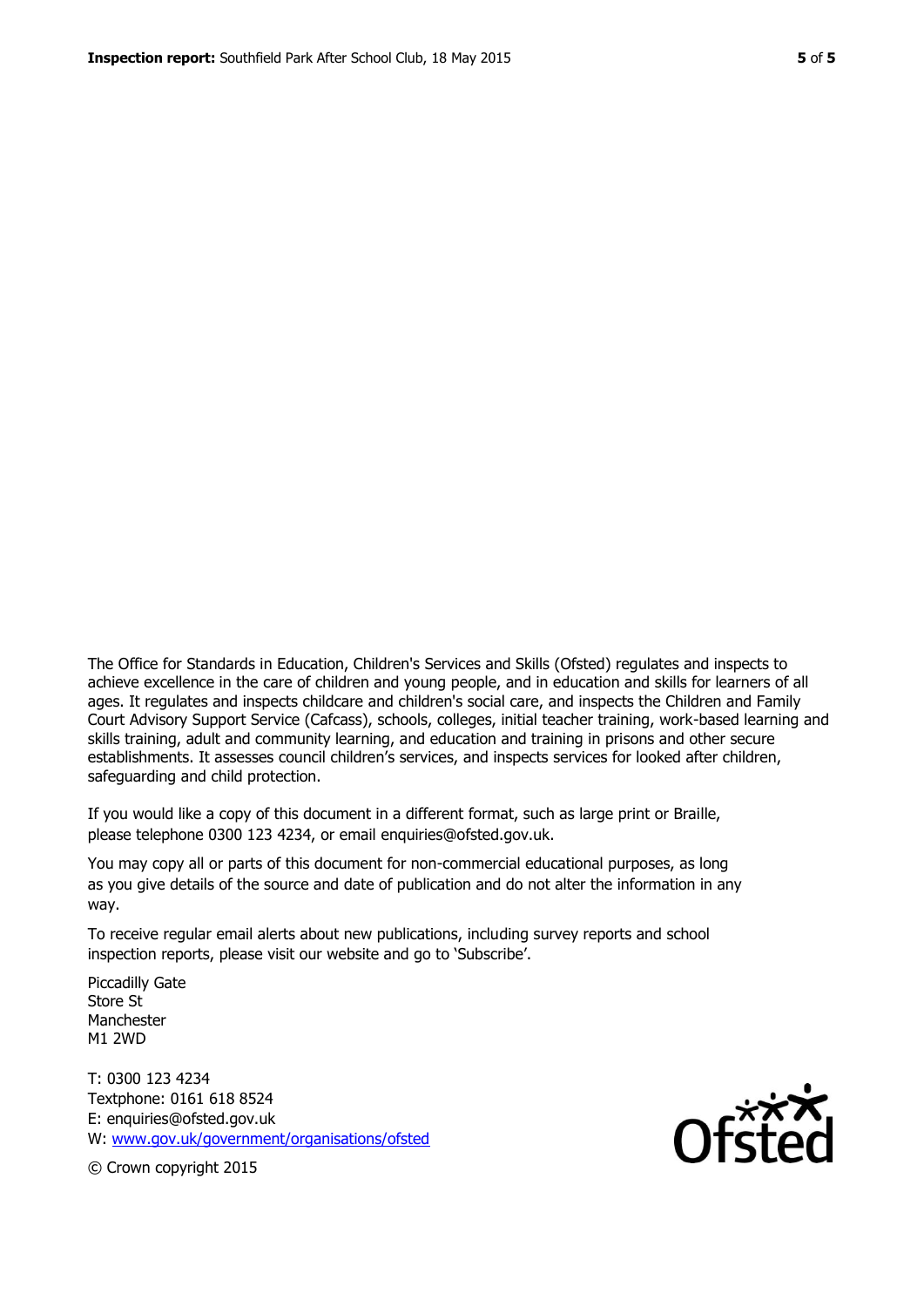The Office for Standards in Education, Children's Services and Skills (Ofsted) regulates and inspects to achieve excellence in the care of children and young people, and in education and skills for learners of all ages. It regulates and inspects childcare and children's social care, and inspects the Children and Family Court Advisory Support Service (Cafcass), schools, colleges, initial teacher training, work-based learning and skills training, adult and community learning, and education and training in prisons and other secure establishments. It assesses council children's services, and inspects services for looked after children, safeguarding and child protection.

If you would like a copy of this document in a different format, such as large print or Braille, please telephone 0300 123 4234, or email enquiries@ofsted.gov.uk.

You may copy all or parts of this document for non-commercial educational purposes, as long as you give details of the source and date of publication and do not alter the information in any way.

To receive regular email alerts about new publications, including survey reports and school inspection reports, please visit our website and go to 'Subscribe'.

Piccadilly Gate
Store St
Manchester
M1 2WD

T: 0300 123 4234
Textphone: 0161 618 8524
E: enquiries@ofsted.gov.uk
W: www.gov.uk/government/organisations/ofsted

© Crown copyright 2015